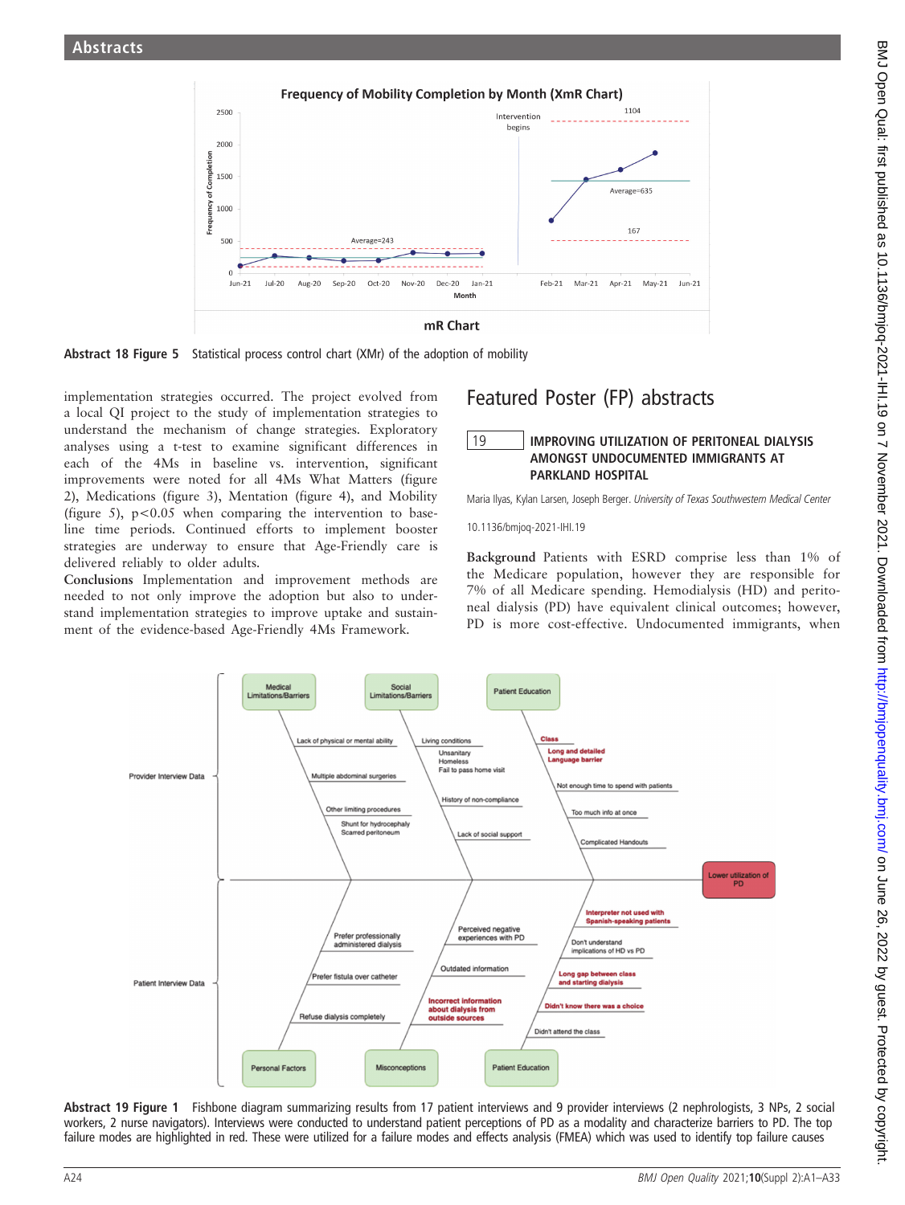Abstract 18 Figure 5 Statistical process control chart (XMr) of the adoption of mobility

implementation strategies occurred. The project evolved from a local QI project to the study of implementation strategies to understand the mechanism of change strategies. Exploratory analyses using a t-test to examine significant differences in each of the 4Ms in baseline vs. intervention, significant improvements were noted for all 4Ms What Matters (figure 2), Medications (figure 3), Mentation (figure 4), and Mobility (figure 5), $p<0.05$ when comparing the intervention to baseline time periods. Continued efforts to implement booster strategies are underway to ensure that Age-Friendly care is delivered reliably to older adults.

**Conclusions** Implementation and improvement methods are needed to not only improve the adoption but also to understand implementation strategies to improve uptake and sustainment of the evidence-based Age-Friendly 4Ms Framework.

# Featured Poster (FP) abstracts

## 19 IMPROVING UTILIZATION OF PERITONEAL DIALYSIS AMONGST UNDOCUMENTED IMMIGRANTS AT PARKLAND HOSPITAL

Maria Ilyas, Kylan Larsen, Joseph Berger. *University of Texas Southwestern Medical Center*

10.1136/bmjoq-2021-IHI.19

**Background** Patients with ESRD comprise less than 1% of the Medicare population, however they are responsible for 7% of all Medicare spending. Hemodialysis (HD) and peritoneal dialysis (PD) have equivalent clinical outcomes; however, PD is more cost-effective. Undocumented immigrants, when

Abstract 19 Figure 1 Fishbone diagram summarizing results from 17 patient interviews and 9 provider interviews (2 nephrologists, 3 NPs, 2 social workers, 2 nurse navigators). Interviews were conducted to understand patient perceptions of PD as a modality and characterize barriers to PD. The top failure modes are highlighted in red. These were utilized for a failure modes and effects analysis (FMEA) which was used to identify top failure causes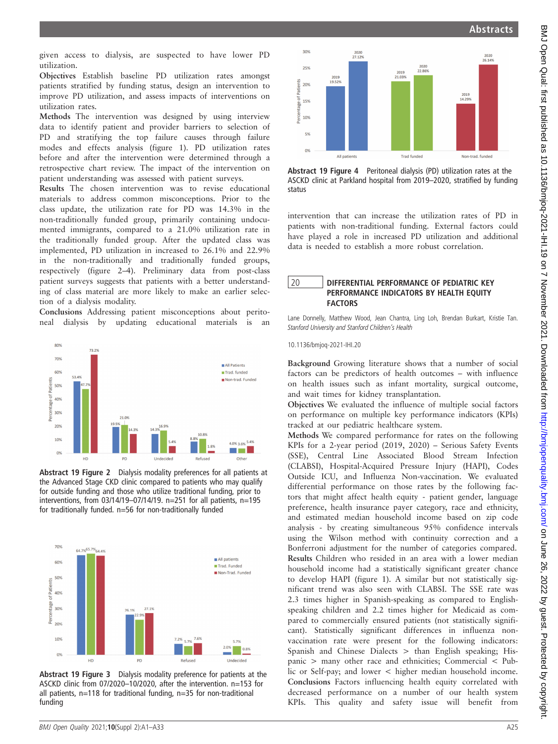given access to dialysis, are suspected to have lower PD utilization.

**Objectives** Establish baseline PD utilization rates amongst patients stratified by funding status, design an intervention to improve PD utilization, and assess impacts of interventions on utilization rates.

**Methods** The intervention was designed by using interview data to identify patient and provider barriers to selection of PD and stratifying the top failure causes through failure modes and effects analysis (figure 1). PD utilization rates before and after the intervention were determined through a retrospective chart review. The impact of the intervention on patient understanding was assessed with patient surveys.

**Results** The chosen intervention was to revise educational materials to address common misconceptions. Prior to the class update, the utilization rate for PD was 14.3% in the non-traditionally funded group, primarily containing undocumented immigrants, compared to a 21.0% utilization rate in the traditionally funded group. After the updated class was implemented, PD utilization in increased to 26.1% and 22.9% in the non-traditionally and traditionally funded groups, respectively (figure 2–4). Preliminary data from post-class patient surveys suggests that patients with a better understanding of class material are more likely to make an earlier selection of a dialysis modality.

**Conclusions** Addressing patient misconceptions about peritoneal dialysis by updating educational materials is an intervention that can increase the utilization rates of PD in patients with non-traditional funding. External factors could have played a role in increased PD utilization and additional data is needed to establish a more robust correlation.

80%
70%
60%
50%
40%
30%
20%
10%
0%
Percentage of Patients
All Patients
Trad. funded
Non-trad. Funded
53.4%
47.7%
73.2%
19.5%
21.0%
14.3%
14.3%
16.9%
5.4%
8.8%
10.8%
1.8%
4.0%
3.6%
5.4%
HD
PD
Undecided
Refused
Other

**Abstract 19 Figure 2** Dialysis modality preferences for all patients at the Advanced Stage CKD clinic compared to patients who may qualify for outside funding and those who utilize traditional funding, prior to interventions, from 03/14/19–07/14/19. n=251 for all patients, n=195 for traditionally funded. n=56 for non-traditionally funded

70%
60%
50%
40%
30%
20%
10%
0%
Percentage of Patients
All patients
Trad. Funded
Non-Trad. Funded
64.7%
65.7%
64.4%
76.1%
22.9%
27.1%
7.2%
5.7%
7.6%
2.0%
5.7%
0.8%
HD
PD
Refused
Undecided

**Abstract 19 Figure 3** Dialysis modality preference for patients at the ASCKD clinic from 07/2020–10/2020, after the intervention. n=153 for all patients, n=118 for traditional funding, n=35 for non-traditional funding

30%
25%
20%
15%
10%
5%
0%
Percentage of Patients
2019
19.52%
2020
27.12%
2019
21.03%
2020
22.86%
2019
14.29%
2020
26.14%
All patients
Trad funded
Non-trad. funded

**Abstract 19 Figure 4** Peritoneal dialysis (PD) utilization rates at the ASCKD clinic at Parkland hospital from 2019–2020, stratified by funding status

## 20 DIFFERENTIAL PERFORMANCE OF PEDIATRIC KEY PERFORMANCE INDICATORS BY HEALTH EQUITY FACTORS

Lane Donnelly, Matthew Wood, Jean Chantra, Ling Loh, Brendan Burkart, Kristie Tan. *Stanford University and Stanford Children's Health*

10.1136/bmjoq-2021-IHI.20

**Background** Growing literature shows that a number of social factors can be predictors of health outcomes – with influence on health issues such as infant mortality, surgical outcome, and wait times for kidney transplantation.

**Objectives** We evaluated the influence of multiple social factors on performance on multiple key performance indicators (KPIs) tracked at our pediatric healthcare system.

**Methods** We compared performance for rates on the following KPIs for a 2-year period (2019, 2020) – Serious Safety Events (SSE), Central Line Associated Blood Stream Infection (CLABSI), Hospital-Acquired Pressure Injury (HAPI), Codes Outside ICU, and Influenza Non-vaccination. We evaluated differential performance on those rates by the following factors that might affect health equity - patient gender, language preference, health insurance payer category, race and ethnicity, and estimated median household income based on zip code analysis - by creating simultaneous 95% confidence intervals using the Wilson method with continuity correction and a Bonferroni adjustment for the number of categories compared.

**Results** Children who resided in an area with a lower median household income had a statistically significant greater chance to develop HAPI (figure 1). A similar but not statistically significant trend was also seen with CLABSI. The SSE rate was 2.3 times higher in Spanish-speaking as compared to English-speaking children and 2.2 times higher for Medicaid as compared to commercially ensured patients (not statistically significant). Statistically significant differences in influenza non-vaccination rate were present for the following indicators: Spanish and Chinese Dialects > than English speaking; Hispanic > many other race and ethnicities; Commercial < Public or Self-pay; and lower < higher median household income.

**Conclusions** Factors influencing health equity correlated with decreased performance on a number of our health system KPIs. This quality and safety issue will benefit from